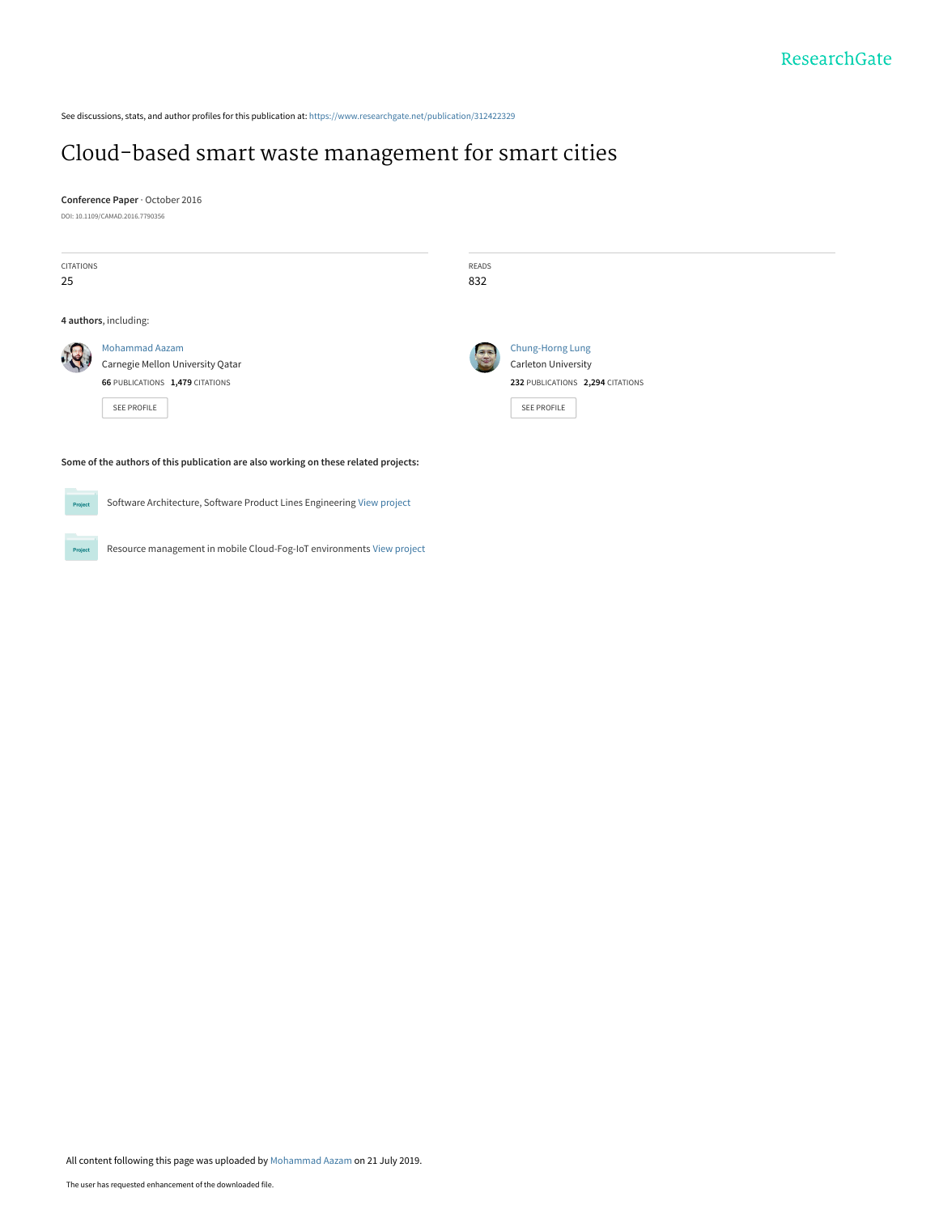See discussions, stats, and author profiles for this publication at: https://www.researchgate.net/publication/312422329

# Cloud-based smart waste management for smart cities

**Conference Paper** · October 2016

DOI: 10.1109/CAMAD.2016.7790356

CITATIONS
25

READS
832

**4 authors**, including:

Mohammad Aazam
Carnegie Mellon University Qatar
**66** PUBLICATIONS **1,479** CITATIONS

SEE PROFILE

Chung-Horng Lung
Carleton University
**232** PUBLICATIONS **2,294** CITATIONS

SEE PROFILE

**Some of the authors of this publication are also working on these related projects:**

Software Architecture, Software Product Lines Engineering View project

Resource management in mobile Cloud-Fog-IoT environments View project

All content following this page was uploaded by Mohammad Aazam on 21 July 2019.

The user has requested enhancement of the downloaded file.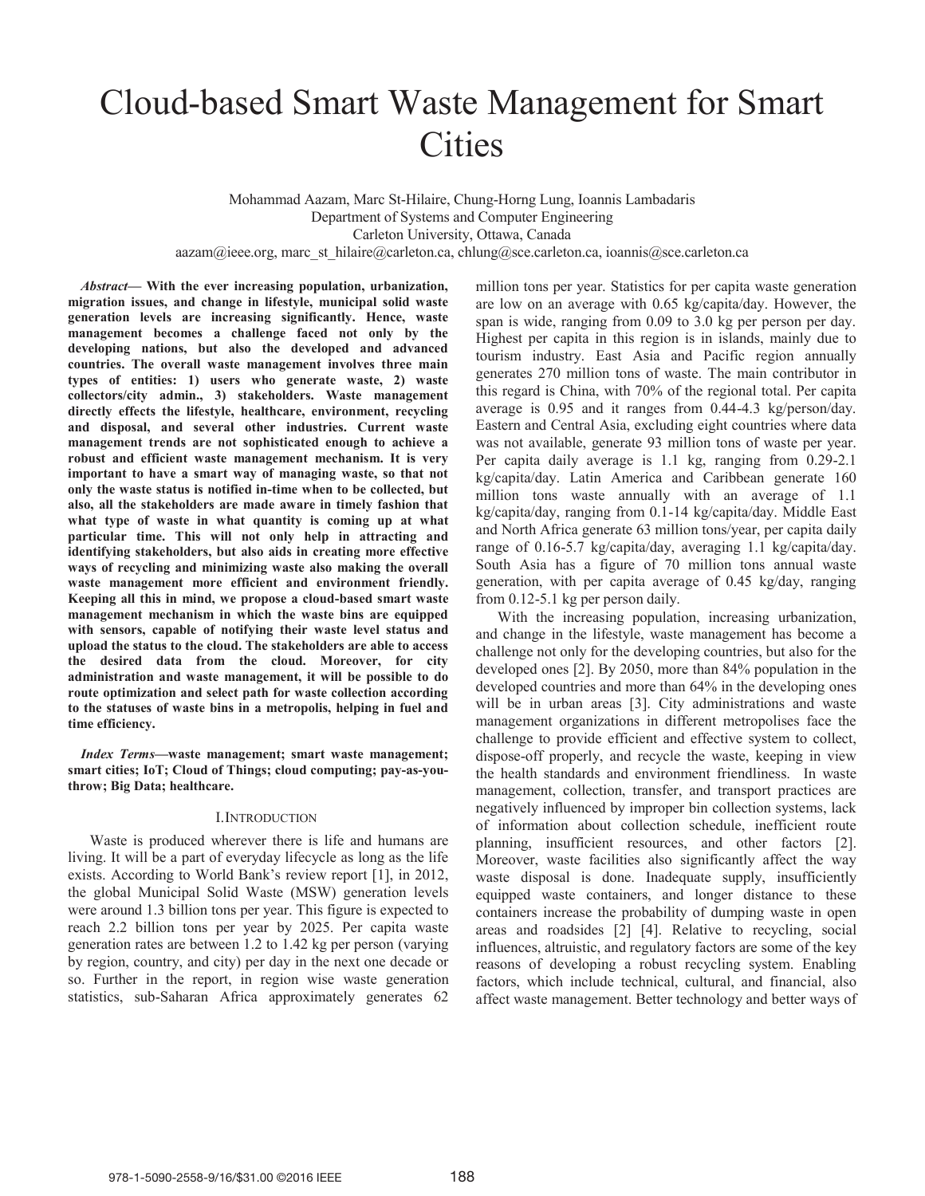# Cloud-based Smart Waste Management for Smart Cities

Mohammad Aazam, Marc St-Hilaire, Chung-Horng Lung, Ioannis Lambadaris
Department of Systems and Computer Engineering
Carleton University, Ottawa, Canada
aazam@ieee.org, marc_st_hilaire@carleton.ca, chlung@sce.carleton.ca, ioannis@sce.carleton.ca

***Abstract*— With the ever increasing population, urbanization, migration issues, and change in lifestyle, municipal solid waste generation levels are increasing significantly. Hence, waste management becomes a challenge faced not only by the developing nations, but also the developed and advanced countries. The overall waste management involves three main types of entities: 1) users who generate waste, 2) waste collectors/city admin., 3) stakeholders. Waste management directly effects the lifestyle, healthcare, environment, recycling and disposal, and several other industries. Current waste management trends are not sophisticated enough to achieve a robust and efficient waste management mechanism. It is very important to have a smart way of managing waste, so that not only the waste status is notified in-time when to be collected, but also, all the stakeholders are made aware in timely fashion that what type of waste in what quantity is coming up at what particular time. This will not only help in attracting and identifying stakeholders, but also aids in creating more effective ways of recycling and minimizing waste also making the overall waste management more efficient and environment friendly. Keeping all this in mind, we propose a cloud-based smart waste management mechanism in which the waste bins are equipped with sensors, capable of notifying their waste level status and upload the status to the cloud. The stakeholders are able to access the desired data from the cloud. Moreover, for city administration and waste management, it will be possible to do route optimization and select path for waste collection according to the statuses of waste bins in a metropolis, helping in fuel and time efficiency.**

***Index Terms*—waste management; smart waste management; smart cities; IoT; Cloud of Things; cloud computing; pay-as-you-throw; Big Data; healthcare.**

## I. Introduction

Waste is produced wherever there is life and humans are living. It will be a part of everyday lifecycle as long as the life exists. According to World Bank's review report [1], in 2012, the global Municipal Solid Waste (MSW) generation levels were around 1.3 billion tons per year. This figure is expected to reach 2.2 billion tons per year by 2025. Per capita waste generation rates are between 1.2 to 1.42 kg per person (varying by region, country, and city) per day in the next one decade or so. Further in the report, in region wise waste generation statistics, sub-Saharan Africa approximately generates 62 million tons per year. Statistics for per capita waste generation are low on an average with 0.65 kg/capita/day. However, the span is wide, ranging from 0.09 to 3.0 kg per person per day. Highest per capita in this region is in islands, mainly due to tourism industry. East Asia and Pacific region annually generates 270 million tons of waste. The main contributor in this regard is China, with 70% of the regional total. Per capita average is 0.95 and it ranges from 0.44-4.3 kg/person/day. Eastern and Central Asia, excluding eight countries where data was not available, generate 93 million tons of waste per year. Per capita daily average is 1.1 kg, ranging from 0.29-2.1 kg/capita/day. Latin America and Caribbean generate 160 million tons waste annually with an average of 1.1 kg/capita/day, ranging from 0.1-14 kg/capita/day. Middle East and North Africa generate 63 million tons/year, per capita daily range of 0.16-5.7 kg/capita/day, averaging 1.1 kg/capita/day. South Asia has a figure of 70 million tons annual waste generation, with per capita average of 0.45 kg/day, ranging from 0.12-5.1 kg per person daily.

With the increasing population, increasing urbanization, and change in the lifestyle, waste management has become a challenge not only for the developing countries, but also for the developed ones [2]. By 2050, more than 84% population in the developed countries and more than 64% in the developing ones will be in urban areas [3]. City administrations and waste management organizations in different metropolises face the challenge to provide efficient and effective system to collect, dispose-off properly, and recycle the waste, keeping in view the health standards and environment friendliness. In waste management, collection, transfer, and transport practices are negatively influenced by improper bin collection systems, lack of information about collection schedule, inefficient route planning, insufficient resources, and other factors [2]. Moreover, waste facilities also significantly affect the way waste disposal is done. Inadequate supply, insufficiently equipped waste containers, and longer distance to these containers increase the probability of dumping waste in open areas and roadsides [2] [4]. Relative to recycling, social influences, altruistic, and regulatory factors are some of the key reasons of developing a robust recycling system. Enabling factors, which include technical, cultural, and financial, also affect waste management. Better technology and better ways of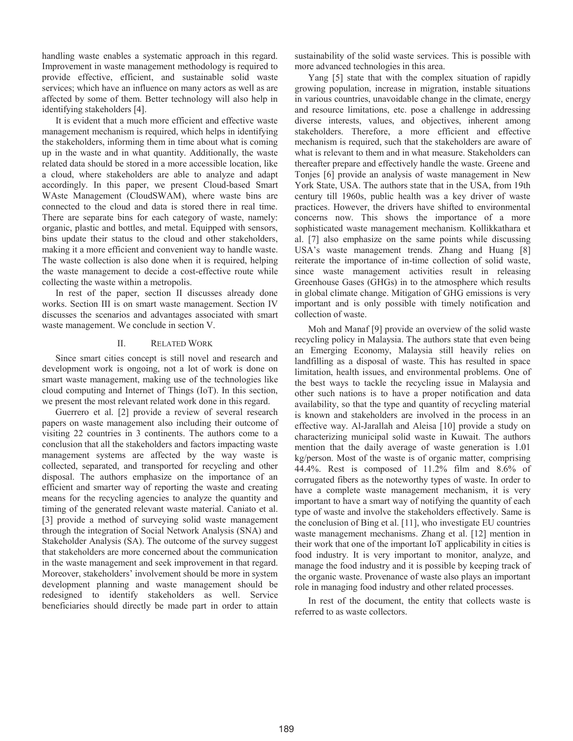handling waste enables a systematic approach in this regard. Improvement in waste management methodology is required to provide effective, efficient, and sustainable solid waste services; which have an influence on many actors as well as are affected by some of them. Better technology will also help in identifying stakeholders [4].

It is evident that a much more efficient and effective waste management mechanism is required, which helps in identifying the stakeholders, informing them in time about what is coming up in the waste and in what quantity. Additionally, the waste related data should be stored in a more accessible location, like a cloud, where stakeholders are able to analyze and adapt accordingly. In this paper, we present Cloud-based Smart WAste Management (CloudSWAM), where waste bins are connected to the cloud and data is stored there in real time. There are separate bins for each category of waste, namely: organic, plastic and bottles, and metal. Equipped with sensors, bins update their status to the cloud and other stakeholders, making it a more efficient and convenient way to handle waste. The waste collection is also done when it is required, helping the waste management to decide a cost-effective route while collecting the waste within a metropolis.

In rest of the paper, section II discusses already done works. Section III is on smart waste management. Section IV discusses the scenarios and advantages associated with smart waste management. We conclude in section V.

## II. Related Work

Since smart cities concept is still novel and research and development work is ongoing, not a lot of work is done on smart waste management, making use of the technologies like cloud computing and Internet of Things (IoT). In this section, we present the most relevant related work done in this regard.

Guerrero et al. [2] provide a review of several research papers on waste management also including their outcome of visiting 22 countries in 3 continents. The authors come to a conclusion that all the stakeholders and factors impacting waste management systems are affected by the way waste is collected, separated, and transported for recycling and other disposal. The authors emphasize on the importance of an efficient and smarter way of reporting the waste and creating means for the recycling agencies to analyze the quantity and timing of the generated relevant waste material. Caniato et al. [3] provide a method of surveying solid waste management through the integration of Social Network Analysis (SNA) and Stakeholder Analysis (SA). The outcome of the survey suggest that stakeholders are more concerned about the communication in the waste management and seek improvement in that regard. Moreover, stakeholders' involvement should be more in system development planning and waste management should be redesigned to identify stakeholders as well. Service beneficiaries should directly be made part in order to attain sustainability of the solid waste services. This is possible with more advanced technologies in this area.

Yang [5] state that with the complex situation of rapidly growing population, increase in migration, instable situations in various countries, unavoidable change in the climate, energy and resource limitations, etc. pose a challenge in addressing diverse interests, values, and objectives, inherent among stakeholders. Therefore, a more efficient and effective mechanism is required, such that the stakeholders are aware of what is relevant to them and in what measure. Stakeholders can thereafter prepare and effectively handle the waste. Greene and Tonjes [6] provide an analysis of waste management in New York State, USA. The authors state that in the USA, from 19th century till 1960s, public health was a key driver of waste practices. However, the drivers have shifted to environmental concerns now. This shows the importance of a more sophisticated waste management mechanism. Kollikkathara et al. [7] also emphasize on the same points while discussing USA's waste management trends. Zhang and Huang [8] reiterate the importance of in-time collection of solid waste, since waste management activities result in releasing Greenhouse Gases (GHGs) in to the atmosphere which results in global climate change. Mitigation of GHG emissions is very important and is only possible with timely notification and collection of waste.

Moh and Manaf [9] provide an overview of the solid waste recycling policy in Malaysia. The authors state that even being an Emerging Economy, Malaysia still heavily relies on landfilling as a disposal of waste. This has resulted in space limitation, health issues, and environmental problems. One of the best ways to tackle the recycling issue in Malaysia and other such nations is to have a proper notification and data availability, so that the type and quantity of recycling material is known and stakeholders are involved in the process in an effective way. Al-Jarallah and Aleisa [10] provide a study on characterizing municipal solid waste in Kuwait. The authors mention that the daily average of waste generation is 1.01 kg/person. Most of the waste is of organic matter, comprising 44.4%. Rest is composed of 11.2% film and 8.6% of corrugated fibers as the noteworthy types of waste. In order to have a complete waste management mechanism, it is very important to have a smart way of notifying the quantity of each type of waste and involve the stakeholders effectively. Same is the conclusion of Bing et al. [11], who investigate EU countries waste management mechanisms. Zhang et al. [12] mention in their work that one of the important IoT applicability in cities is food industry. It is very important to monitor, analyze, and manage the food industry and it is possible by keeping track of the organic waste. Provenance of waste also plays an important role in managing food industry and other related processes.

In rest of the document, the entity that collects waste is referred to as waste collectors.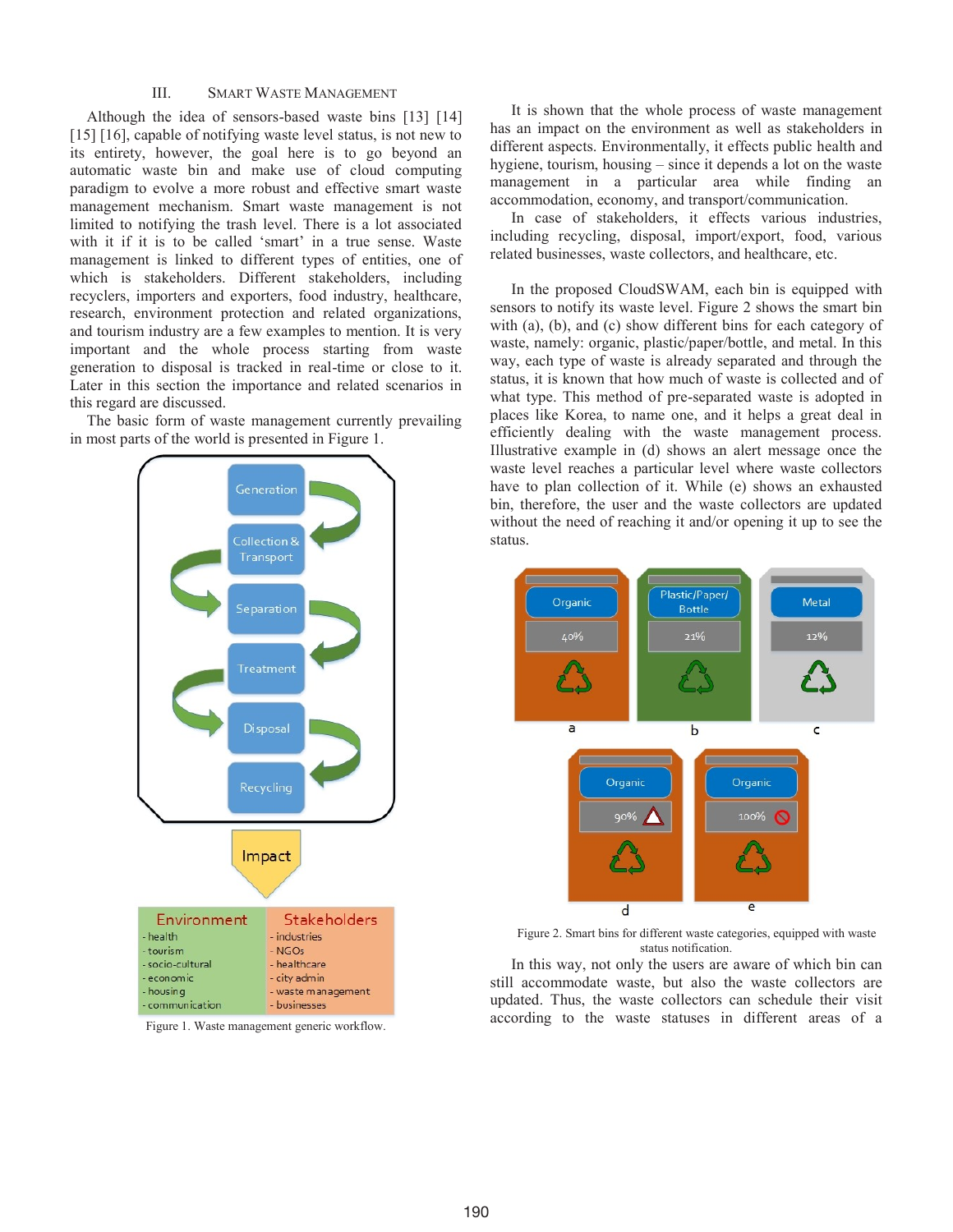## III. Smart Waste Management

Although the idea of sensors-based waste bins [13] [14] [15] [16], capable of notifying waste level status, is not new to its entirety, however, the goal here is to go beyond an automatic waste bin and make use of cloud computing paradigm to evolve a more robust and effective smart waste management mechanism. Smart waste management is not limited to notifying the trash level. There is a lot associated with it if it is to be called 'smart' in a true sense. Waste management is linked to different types of entities, one of which is stakeholders. Different stakeholders, including recyclers, importers and exporters, food industry, healthcare, research, environment protection and related organizations, and tourism industry are a few examples to mention. It is very important and the whole process starting from waste generation to disposal is tracked in real-time or close to it. Later in this section the importance and related scenarios in this regard are discussed.

The basic form of waste management currently prevailing in most parts of the world is presented in Figure 1.

Generation → Collection & Transport → Separation → Treatment → Disposal → Recycling

Impact

| Environment | Stakeholders |
|---|---|
| - health | - industries |
| - tourism | - NGOs |
| - socio-cultural | - healthcare |
| - economic | - city admin |
| - housing | - waste management |
| - communication | - businesses |

Figure 1. Waste management generic workflow.

It is shown that the whole process of waste management has an impact on the environment as well as stakeholders in different aspects. Environmentally, it effects public health and hygiene, tourism, housing – since it depends a lot on the waste management in a particular area while finding an accommodation, economy, and transport/communication.

In case of stakeholders, it effects various industries, including recycling, disposal, import/export, food, various related businesses, waste collectors, and healthcare, etc.

In the proposed CloudSWAM, each bin is equipped with sensors to notify its waste level. Figure 2 shows the smart bin with (a), (b), and (c) show different bins for each category of waste, namely: organic, plastic/paper/bottle, and metal. In this way, each type of waste is already separated and through the status, it is known that how much of waste is collected and of what type. This method of pre-separated waste is adopted in places like Korea, to name one, and it helps a great deal in efficiently dealing with the waste management process. Illustrative example in (d) shows an alert message once the waste level reaches a particular level where waste collectors have to plan collection of it. While (e) shows an exhausted bin, therefore, the user and the waste collectors are updated without the need of reaching it and/or opening it up to see the status.

a: Organic 40% | b: Plastic/Paper/Bottle 21% | c: Metal 12%

d: Organic 90% | e: Organic 100%

Figure 2. Smart bins for different waste categories, equipped with waste status notification.

In this way, not only the users are aware of which bin can still accommodate waste, but also the waste collectors are updated. Thus, the waste collectors can schedule their visit according to the waste statuses in different areas of a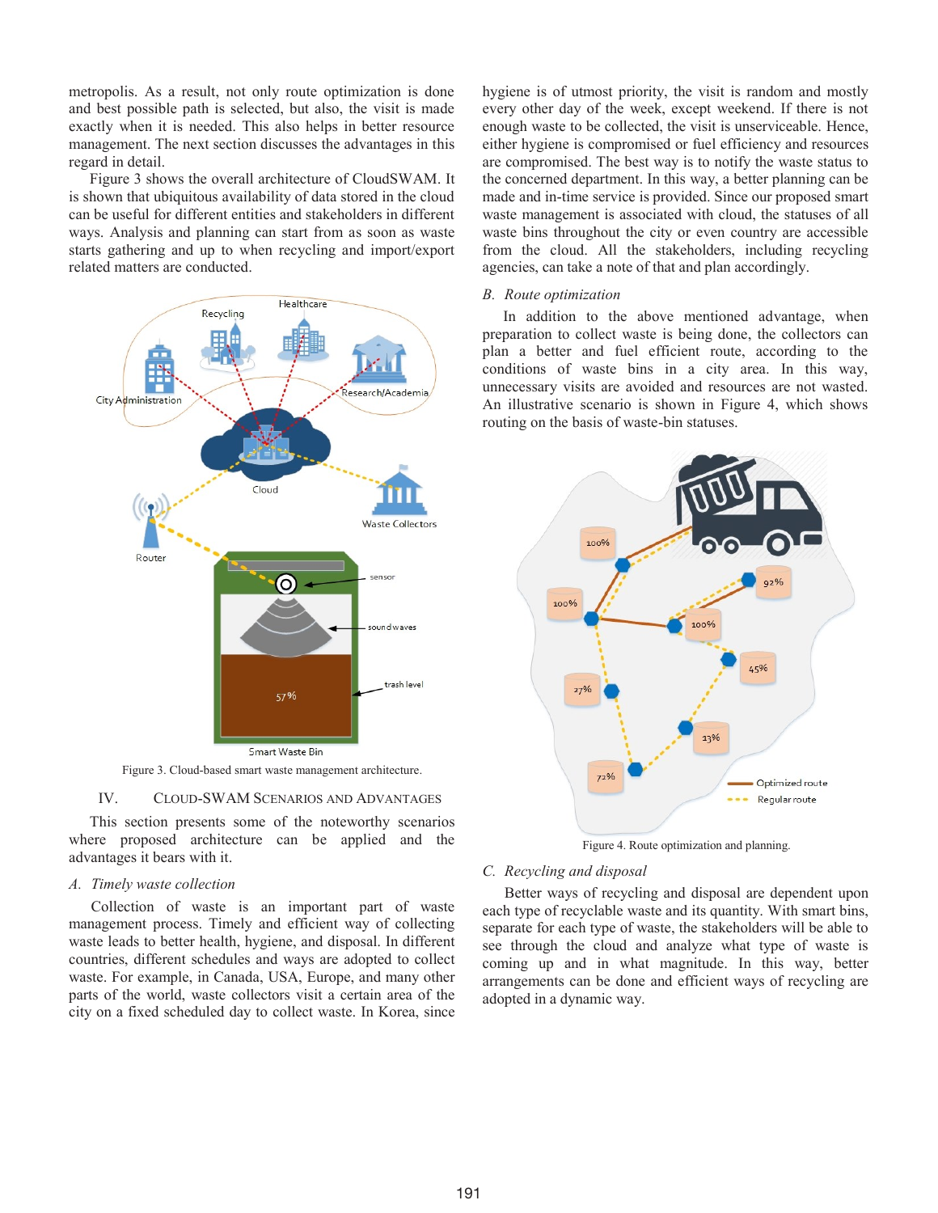metropolis. As a result, not only route optimization is done and best possible path is selected, but also, the visit is made exactly when it is needed. This also helps in better resource management. The next section discusses the advantages in this regard in detail.

Figure 3 shows the overall architecture of CloudSWAM. It is shown that ubiquitous availability of data stored in the cloud can be useful for different entities and stakeholders in different ways. Analysis and planning can start from as soon as waste starts gathering and up to when recycling and import/export related matters are conducted.

Figure 3. Cloud-based smart waste management architecture.

## IV. CLOUD-SWAM SCENARIOS AND ADVANTAGES

This section presents some of the noteworthy scenarios where proposed architecture can be applied and the advantages it bears with it.

### A. Timely waste collection

Collection of waste is an important part of waste management process. Timely and efficient way of collecting waste leads to better health, hygiene, and disposal. In different countries, different schedules and ways are adopted to collect waste. For example, in Canada, USA, Europe, and many other parts of the world, waste collectors visit a certain area of the city on a fixed scheduled day to collect waste. In Korea, since hygiene is of utmost priority, the visit is random and mostly every other day of the week, except weekend. If there is not enough waste to be collected, the visit is unserviceable. Hence, either hygiene is compromised or fuel efficiency and resources are compromised. The best way is to notify the waste status to the concerned department. In this way, a better planning can be made and in-time service is provided. Since our proposed smart waste management is associated with cloud, the statuses of all waste bins throughout the city or even country are accessible from the cloud. All the stakeholders, including recycling agencies, can take a note of that and plan accordingly.

### B. Route optimization

In addition to the above mentioned advantage, when preparation to collect waste is being done, the collectors can plan a better and fuel efficient route, according to the conditions of waste bins in a city area. In this way, unnecessary visits are avoided and resources are not wasted. An illustrative scenario is shown in Figure 4, which shows routing on the basis of waste-bin statuses.

Figure 4. Route optimization and planning.

### C. Recycling and disposal

Better ways of recycling and disposal are dependent upon each type of recyclable waste and its quantity. With smart bins, separate for each type of waste, the stakeholders will be able to see through the cloud and analyze what type of waste is coming up and in what magnitude. In this way, better arrangements can be done and efficient ways of recycling are adopted in a dynamic way.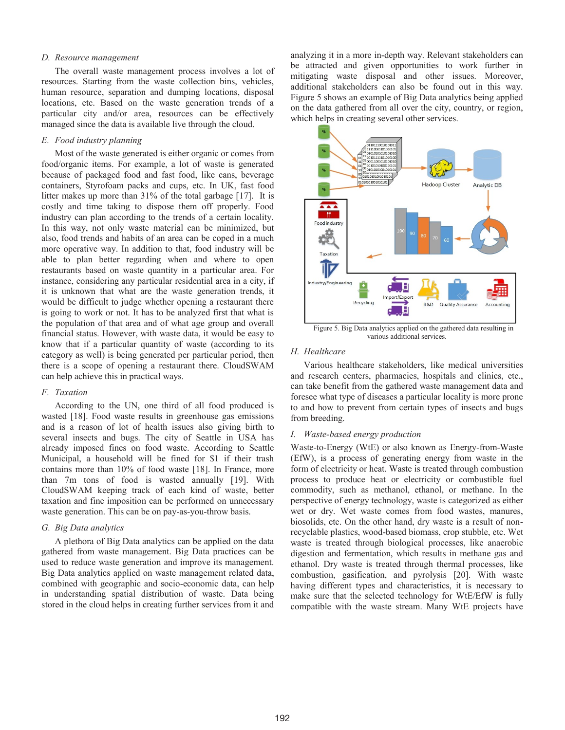### D. *Resource management*

The overall waste management process involves a lot of resources. Starting from the waste collection bins, vehicles, human resource, separation and dumping locations, disposal locations, etc. Based on the waste generation trends of a particular city and/or area, resources can be effectively managed since the data is available live through the cloud.

### E. *Food industry planning*

Most of the waste generated is either organic or comes from food/organic items. For example, a lot of waste is generated because of packaged food and fast food, like cans, beverage containers, Styrofoam packs and cups, etc. In UK, fast food litter makes up more than 31% of the total garbage [17]. It is costly and time taking to dispose them off properly. Food industry can plan according to the trends of a certain locality. In this way, not only waste material can be minimized, but also, food trends and habits of an area can be coped in a much more operative way. In addition to that, food industry will be able to plan better regarding when and where to open restaurants based on waste quantity in a particular area. For instance, considering any particular residential area in a city, if it is unknown that what are the waste generation trends, it would be difficult to judge whether opening a restaurant there is going to work or not. It has to be analyzed first that what is the population of that area and of what age group and overall financial status. However, with waste data, it would be easy to know that if a particular quantity of waste (according to its category as well) is being generated per particular period, then there is a scope of opening a restaurant there. CloudSWAM can help achieve this in practical ways.

### F. *Taxation*

According to the UN, one third of all food produced is wasted [18]. Food waste results in greenhouse gas emissions and is a reason of lot of health issues also giving birth to several insects and bugs. The city of Seattle in USA has already imposed fines on food waste. According to Seattle Municipal, a household will be fined for $1 if their trash contains more than 10% of food waste [18]. In France, more than 7m tons of food is wasted annually [19]. With CloudSWAM keeping track of each kind of waste, better taxation and fine imposition can be performed on unnecessary waste generation. This can be on pay-as-you-throw basis.

### G. *Big Data analytics*

A plethora of Big Data analytics can be applied on the data gathered from waste management. Big Data practices can be used to reduce waste generation and improve its management. Big Data analytics applied on waste management related data, combined with geographic and socio-economic data, can help in understanding spatial distribution of waste. Data being stored in the cloud helps in creating further services from it and analyzing it in a more in-depth way. Relevant stakeholders can be attracted and given opportunities to work further in mitigating waste disposal and other issues. Moreover, additional stakeholders can also be found out in this way. Figure 5 shows an example of Big Data analytics being applied on the data gathered from all over the city, country, or region, which helps in creating several other services.

Figure 5. Big Data analytics applied on the gathered data resulting in various additional services.

### H. *Healthcare*

Various healthcare stakeholders, like medical universities and research centers, pharmacies, hospitals and clinics, etc., can take benefit from the gathered waste management data and foresee what type of diseases a particular locality is more prone to and how to prevent from certain types of insects and bugs from breeding.

### I. *Waste-based energy production*

Waste-to-Energy (WtE) or also known as Energy-from-Waste (EfW), is a process of generating energy from waste in the form of electricity or heat. Waste is treated through combustion process to produce heat or electricity or combustible fuel commodity, such as methanol, ethanol, or methane. In the perspective of energy technology, waste is categorized as either wet or dry. Wet waste comes from food wastes, manures, biosolids, etc. On the other hand, dry waste is a result of non-recyclable plastics, wood-based biomass, crop stubble, etc. Wet waste is treated through biological processes, like anaerobic digestion and fermentation, which results in methane gas and ethanol. Dry waste is treated through thermal processes, like combustion, gasification, and pyrolysis [20]. With waste having different types and characteristics, it is necessary to make sure that the selected technology for WtE/EfW is fully compatible with the waste stream. Many WtE projects have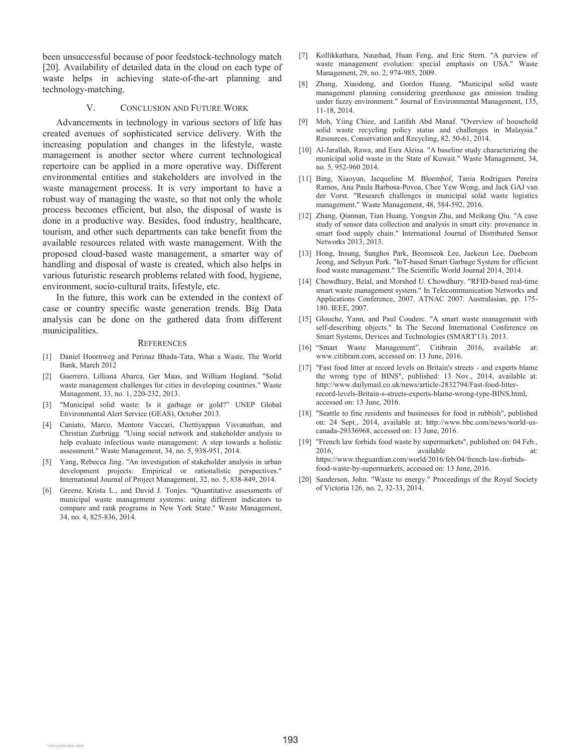been unsuccessful because of poor feedstock-technology match [20]. Availability of detailed data in the cloud on each type of waste helps in achieving state-of-the-art planning and technology-matching.

## V. Conclusion and Future Work

Advancements in technology in various sectors of life has created avenues of sophisticated service delivery. With the increasing population and changes in the lifestyle, waste management is another sector where current technological repertoire can be applied in a more operative way. Different environmental entities and stakeholders are involved in the waste management process. It is very important to have a robust way of managing the waste, so that not only the whole process becomes efficient, but also, the disposal of waste is done in a productive way. Besides, food industry, healthcare, tourism, and other such departments can take benefit from the available resources related with waste management. With the proposed cloud-based waste management, a smarter way of handling and disposal of waste is created, which also helps in various futuristic research problems related with food, hygiene, environment, socio-cultural traits, lifestyle, etc.

In the future, this work can be extended in the context of case or country specific waste generation trends. Big Data analysis can be done on the gathered data from different municipalities.

## References

[1] Daniel Hoornweg and Perinaz Bhada-Tata, What a Waste, The World Bank, March 2012

[2] Guerrero, Lilliana Abarca, Ger Maas, and William Hogland. "Solid waste management challenges for cities in developing countries." Waste Management, 33, no. 1, 220-232, 2013.

[3] "Municipal solid waste: Is it garbage or gold?" UNEP Global Environmental Alert Service (GEAS), October 2013.

[4] Caniato, Marco, Mentore Vaccari, Chettiyappan Visvanathan, and Christian Zurbrügg. "Using social network and stakeholder analysis to help evaluate infectious waste management: A step towards a holistic assessment." Waste Management, 34, no. 5, 938-951, 2014.

[5] Yang, Rebecca Jing. "An investigation of stakeholder analysis in urban development projects: Empirical or rationalistic perspectives." International Journal of Project Management, 32, no. 5, 838-849, 2014.

[6] Greene, Krista L., and David J. Tonjes. "Quantitative assessments of municipal waste management systems: using different indicators to compare and rank programs in New York State." Waste Management, 34, no. 4, 825-836, 2014.

[7] Kollikkathara, Naushad, Huan Feng, and Eric Stern. "A purview of waste management evolution: special emphasis on USA." Waste Management, 29, no. 2, 974-985, 2009.

[8] Zhang, Xiaodong, and Gordon Huang. "Municipal solid waste management planning considering greenhouse gas emission trading under fuzzy environment." Journal of Environmental Management, 135, 11-18, 2014.

[9] Moh, Yiing Chiee, and Latifah Abd Manaf. "Overview of household solid waste recycling policy status and challenges in Malaysia." Resources, Conservation and Recycling, 82, 50-61, 2014.

[10] Al-Jarallah, Rawa, and Esra Aleisa. "A baseline study characterizing the municipal solid waste in the State of Kuwait." Waste Management, 34, no. 5, 952-960 2014.

[11] Bing, Xiaoyun, Jacqueline M. Bloemhof, Tania Rodrigues Pereira Ramos, Ana Paula Barbosa-Povoa, Chee Yew Wong, and Jack GAJ van der Vorst. "Research challenges in municipal solid waste logistics management." Waste Management, 48, 584-592, 2016.

[12] Zhang, Qiannan, Tian Huang, Yongxin Zhu, and Meikang Qiu. "A case study of sensor data collection and analysis in smart city: provenance in smart food supply chain." International Journal of Distributed Sensor Networks 2013, 2013.

[13] Hong, Insung, Sunghoi Park, Beomseok Lee, Jaekeun Lee, Daebeom Jeong, and Sehyun Park. "IoT-based Smart Garbage System for efficient food waste management." The Scientific World Journal 2014, 2014.

[14] Chowdhury, Belal, and Morshed U. Chowdhury. "RFID-based real-time smart waste management system." In Telecommunication Networks and Applications Conference, 2007. ATNAC 2007. Australasian, pp. 175-180. IEEE, 2007.

[15] Glouche, Yann, and Paul Couderc. "A smart waste management with self-describing objects." In The Second International Conference on Smart Systems, Devices and Technologies (SMART'13). 2013.

[16] "Smart Waste Management", Citibrain 2016, available at: www.citibrain.com, accessed on: 13 June, 2016.

[17] "Fast food litter at record levels on Britain's streets - and experts blame the wrong type of BINS", published: 13 Nov., 2014, available at: http://www.dailymail.co.uk/news/article-2832794/Fast-food-litter-record-levels-Britain-s-streets-experts-blame-wrong-type-BINS.html, accessed on: 13 June, 2016.

[18] "Seattle to fine residents and businesses for food in rubbish", published on: 24 Sept., 2014, available at: http://www.bbc.com/news/world-us-canada-29336968, accessed on: 13 June, 2016.

[19] "French law forbids food waste by supermarkets", published on: 04 Feb., 2016, available at: https://www.theguardian.com/world/2016/feb/04/french-law-forbids-food-waste-by-supermarkets, accessed on: 13 June, 2016.

[20] Sanderson, John. "Waste to energy." Proceedings of the Royal Society of Victoria 126, no. 2, 32-33, 2014.